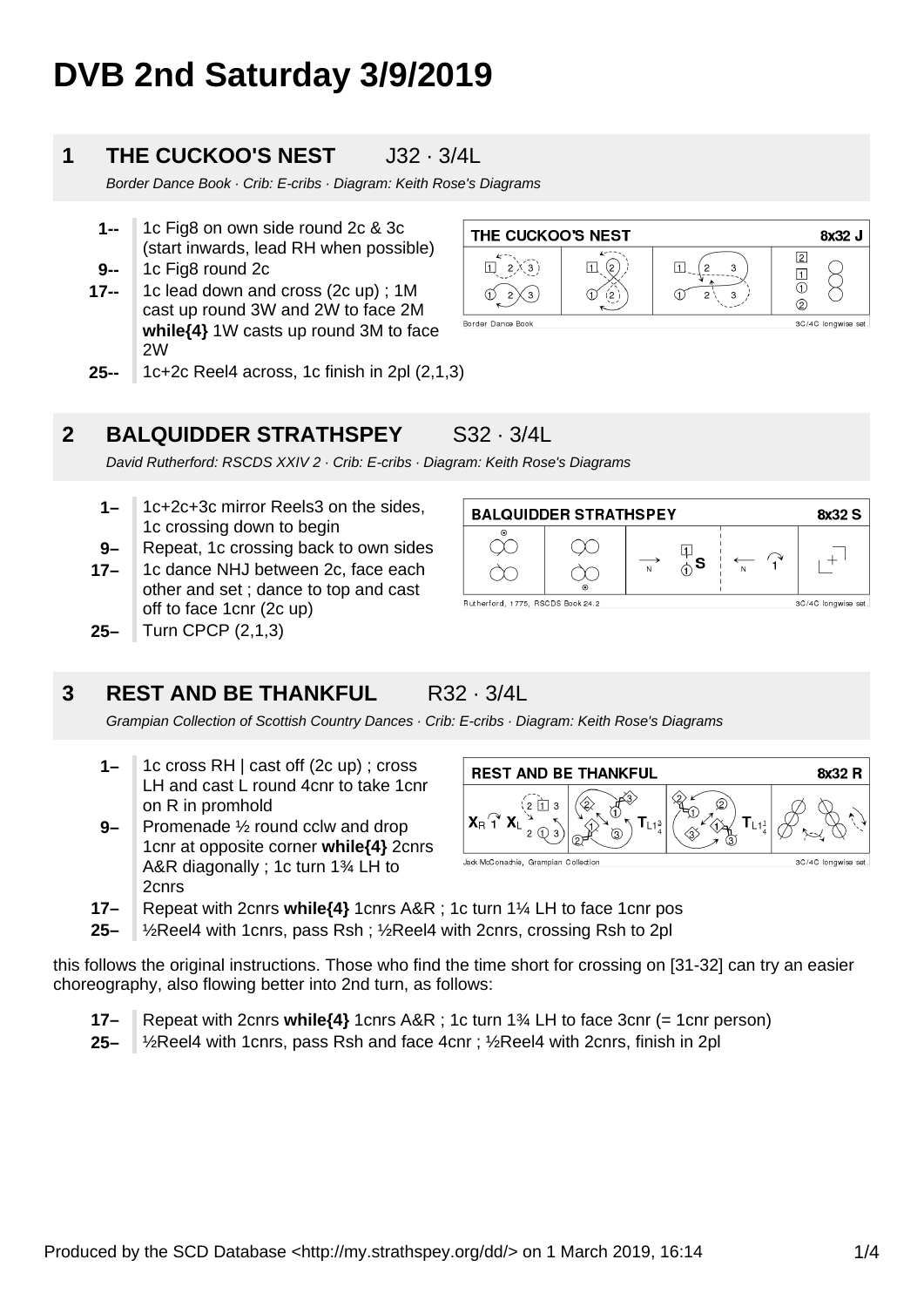# DVB 2nd Saturday 3/9/2019

## 1 THE CUCKOO'S NEST J32 · 3/4L

*Border Dance Book · Crib: E-cribs · Diagram: Keith Rose's Diagrams*

- **1--** 1c Fig8 on own side round 2c & 3c (start inwards, lead RH when possible)
- **9--** 1c Fig8 round 2c
- **17--** 1c lead down and cross (2c up) ; 1M cast up round 3W and 2W to face 2M **while{4}** 1W casts up round 3M to face 2W
- **25--** 1c+2c Reel4 across, 1c finish in 2pl (2,1,3)

## 2 BALQUIDDER STRATHSPEY S32 · 3/4L

*David Rutherford: RSCDS XXIV 2 · Crib: E-cribs · Diagram: Keith Rose's Diagrams*

- **1–** 1c+2c+3c mirror Reels3 on the sides, 1c crossing down to begin
- **9–** Repeat, 1c crossing back to own sides
- **17–** 1c dance NHJ between 2c, face each other and set ; dance to top and cast off to face 1cnr (2c up)
- **25–** Turn CPCP (2,1,3)

## 3 REST AND BE THANKFUL R32 · 3/4L

*Grampian Collection of Scottish Country Dances · Crib: E-cribs · Diagram: Keith Rose's Diagrams*

- **1–** 1c cross RH | cast off (2c up) ; cross LH and cast L round 4cnr to take 1cnr on R in promhold
- **9–** Promenade ½ round cclw and drop 1cnr at opposite corner **while{4}** 2cnrs A&R diagonally ; 1c turn 1¾ LH to 2cnrs
- **17–** Repeat with 2cnrs **while{4}** 1cnrs A&R ; 1c turn 1¼ LH to face 1cnr pos
- **25–** ½Reel4 with 1cnrs, pass Rsh ; ½Reel4 with 2cnrs, crossing Rsh to 2pl

this follows the original instructions. Those who find the time short for crossing on [31-32] can try an easier choreography, also flowing better into 2nd turn, as follows:

- **17–** Repeat with 2cnrs **while{4}** 1cnrs A&R ; 1c turn 1¾ LH to face 3cnr (= 1cnr person)
- **25–** ½Reel4 with 1cnrs, pass Rsh and face 4cnr ; ½Reel4 with 2cnrs, finish in 2pl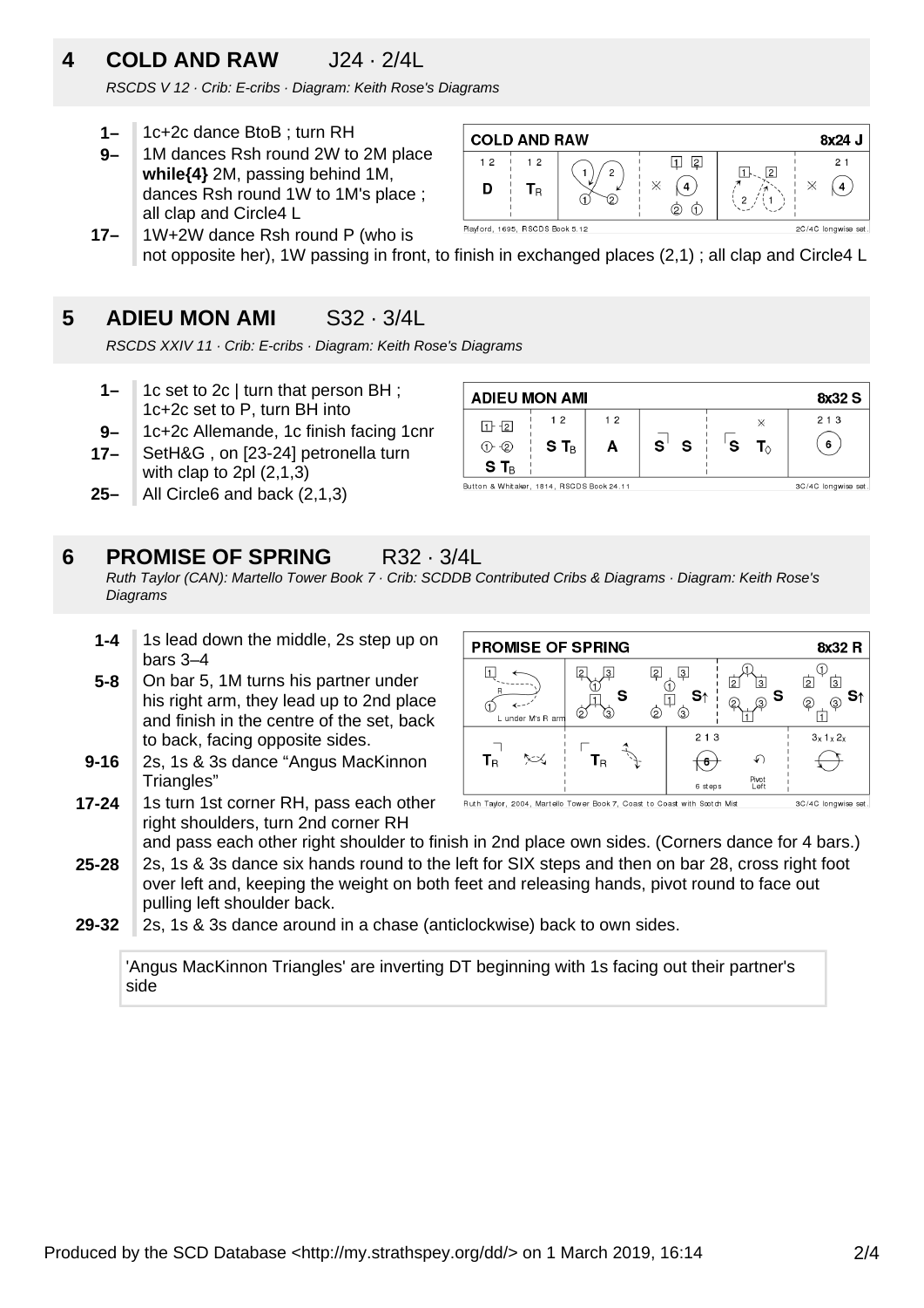## 4 COLD AND RAW J24 · 2/4L

*RSCDS V 12 · Crib: E-cribs · Diagram: Keith Rose's Diagrams*

- **1–** 1c+2c dance BtoB ; turn RH
- **9–** 1M dances Rsh round 2W to 2M place **while{4}** 2M, passing behind 1M, dances Rsh round 1W to 1M's place ; all clap and Circle4 L
- **17–** 1W+2W dance Rsh round P (who is not opposite her), 1W passing in front, to finish in exchanged places (2,1) ; all clap and Circle4 L

## 5 ADIEU MON AMI S32 · 3/4L

*RSCDS XXIV 11 · Crib: E-cribs · Diagram: Keith Rose's Diagrams*

- **1–** 1c set to 2c | turn that person BH ; 1c+2c set to P, turn BH into
- **9–** 1c+2c Allemande, 1c finish facing 1cnr
- **17–** SetH&G , on [23-24] petronella turn with clap to 2pl (2,1,3)
- **25–** All Circle6 and back (2,1,3)

## 6 PROMISE OF SPRING R32 · 3/4L

*Ruth Taylor (CAN): Martello Tower Book 7 · Crib: SCDDB Contributed Cribs & Diagrams · Diagram: Keith Rose's Diagrams*

- **1-4** 1s lead down the middle, 2s step up on bars 3–4
- **5-8** On bar 5, 1M turns his partner under his right arm, they lead up to 2nd place and finish in the centre of the set, back to back, facing opposite sides.
- **9-16** 2s, 1s & 3s dance "Angus MacKinnon Triangles"
- **17-24** 1s turn 1st corner RH, pass each other right shoulders, turn 2nd corner RH and pass each other right shoulder to finish in 2nd place own sides. (Corners dance for 4 bars.)
- **25-28** 2s, 1s & 3s dance six hands round to the left for SIX steps and then on bar 28, cross right foot over left and, keeping the weight on both feet and releasing hands, pivot round to face out pulling left shoulder back.
- **29-32** 2s, 1s & 3s dance around in a chase (anticlockwise) back to own sides.

'Angus MacKinnon Triangles' are inverting DT beginning with 1s facing out their partner's side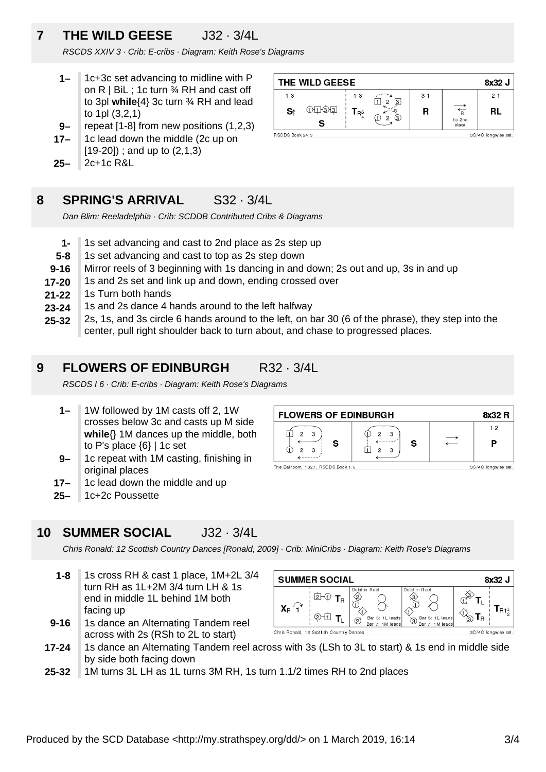## 7 THE WILD GEESE J32 · 3/4L

*RSCDS XXIV 3 · Crib: E-cribs · Diagram: Keith Rose's Diagrams*

- **1–** 1c+3c set advancing to midline with P on R | BiL ; 1c turn ¾ RH and cast off to 3pl **while**{4} 3c turn ¾ RH and lead to 1pl (3,2,1)
- **9–** repeat [1-8] from new positions (1,2,3)
- **17–** 1c lead down the middle (2c up on [19-20]) ; and up to (2,1,3)
- **25–** 2c+1c R&L

## 8 SPRING'S ARRIVAL S32 · 3/4L

*Dan Blim: Reeladelphia · Crib: SCDDB Contributed Cribs & Diagrams*

- **1-** 1s set advancing and cast to 2nd place as 2s step up
- **5-8** 1s set advancing and cast to top as 2s step down
- **9-16** Mirror reels of 3 beginning with 1s dancing in and down; 2s out and up, 3s in and up
- **17-20** 1s and 2s set and link up and down, ending crossed over
- **21-22** 1s Turn both hands
- **23-24** 1s and 2s dance 4 hands around to the left halfway
- **25-32** 2s, 1s, and 3s circle 6 hands around to the left, on bar 30 (6 of the phrase), they step into the center, pull right shoulder back to turn about, and chase to progressed places.

## 9 FLOWERS OF EDINBURGH R32 · 3/4L

*RSCDS I 6 · Crib: E-cribs · Diagram: Keith Rose's Diagrams*

- **1–** 1W followed by 1M casts off 2, 1W crosses below 3c and casts up M side **while**{} 1M dances up the middle, both to P's place {6} | 1c set
- **9–** 1c repeat with 1M casting, finishing in original places
- **17–** 1c lead down the middle and up
- **25–** 1c+2c Poussette

## 10 SUMMER SOCIAL J32 · 3/4L

*Chris Ronald: 12 Scottish Country Dances [Ronald, 2009] · Crib: MiniCribs · Diagram: Keith Rose's Diagrams*

- **1-8** 1s cross RH & cast 1 place, 1M+2L 3/4 turn RH as 1L+2M 3/4 turn LH & 1s end in middle 1L behind 1M both facing up
- **9-16** 1s dance an Alternating Tandem reel across with 2s (RSh to 2L to start)
- **17-24** 1s dance an Alternating Tandem reel across with 3s (LSh to 3L to start) & 1s end in middle side by side both facing down
- **25-32** 1M turns 3L LH as 1L turns 3M RH, 1s turn 1.1/2 times RH to 2nd places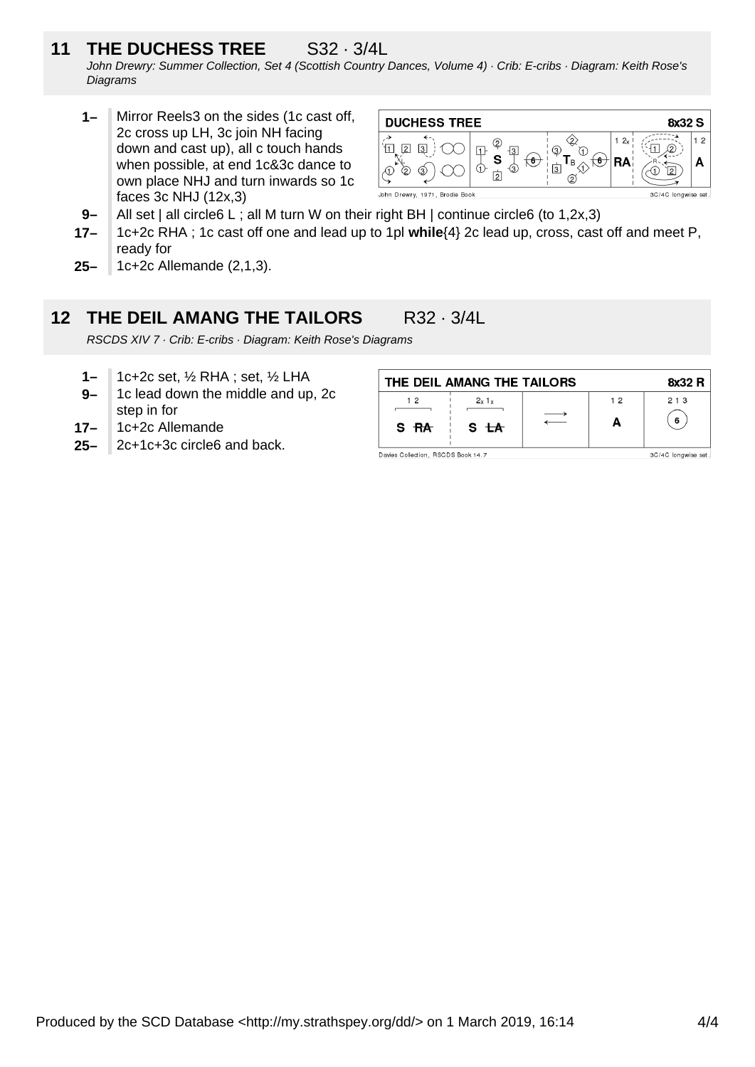## 11 THE DUCHESS TREE S32 · 3/4L

*John Drewry: Summer Collection, Set 4 (Scottish Country Dances, Volume 4) · Crib: E-cribs · Diagram: Keith Rose's Diagrams*

**1–** Mirror Reels3 on the sides (1c cast off, 2c cross up LH, 3c join NH facing down and cast up), all c touch hands when possible, at end 1c&3c dance to own place NHJ and turn inwards so 1c faces 3c NHJ (12x,3)

**9–** All set | all circle6 L ; all M turn W on their right BH | continue circle6 (to 1,2x,3)

**17–** 1c+2c RHA ; 1c cast off one and lead up to 1pl **while**{4} 2c lead up, cross, cast off and meet P, ready for

**25–** 1c+2c Allemande (2,1,3).

DUCHESS TREE 8x32 S

John Drewry, 1971, Brodie Book 3C/4C longwise set.

## 12 THE DEIL AMANG THE TAILORS R32 · 3/4L

*RSCDS XIV 7 · Crib: E-cribs · Diagram: Keith Rose's Diagrams*

**1–** 1c+2c set, ½ RHA ; set, ½ LHA

**9–** 1c lead down the middle and up, 2c step in for

**17–** 1c+2c Allemande

**25–** 2c+1c+3c circle6 and back.

THE DEIL AMANG THE TAILORS 8x32 R

Davies Collection, RSCDS Book 14.7 3C/4C longwise set.